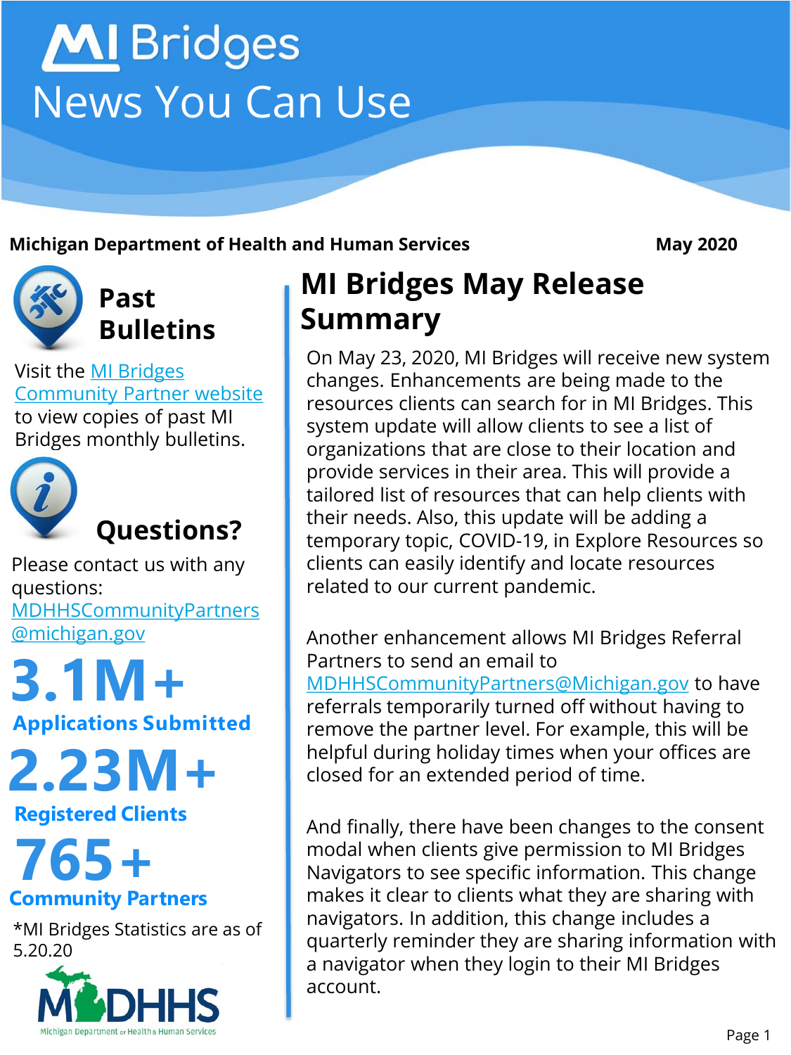# MI Bridges News You Can Use

**Michigan Department of Health and Human Services** **May 2020**

## Past Bulletins

Visit the [MI Bridges Community Partner website](MI Bridges Community Partner website) to view copies of past MI Bridges monthly bulletins.

## Questions?

Please contact us with any questions: MDHHSCommunityPartners@michigan.gov

**3.1M+**
**Applications Submitted**

**2.23M+**
**Registered Clients**

**765+**
**Community Partners**

*MI Bridges Statistics are as of 5.20.20

MDHHS Michigan Department of Health & Human Services

# MI Bridges May Release Summary

On May 23, 2020, MI Bridges will receive new system changes. Enhancements are being made to the resources clients can search for in MI Bridges. This system update will allow clients to see a list of organizations that are close to their location and provide services in their area. This will provide a tailored list of resources that can help clients with their needs. Also, this update will be adding a temporary topic, COVID-19, in Explore Resources so clients can easily identify and locate resources related to our current pandemic.

Another enhancement allows MI Bridges Referral Partners to send an email to MDHHSCommunityPartners@Michigan.gov to have referrals temporarily turned off without having to remove the partner level. For example, this will be helpful during holiday times when your offices are closed for an extended period of time.

And finally, there have been changes to the consent modal when clients give permission to MI Bridges Navigators to see specific information. This change makes it clear to clients what they are sharing with navigators. In addition, this change includes a quarterly reminder they are sharing information with a navigator when they login to their MI Bridges account.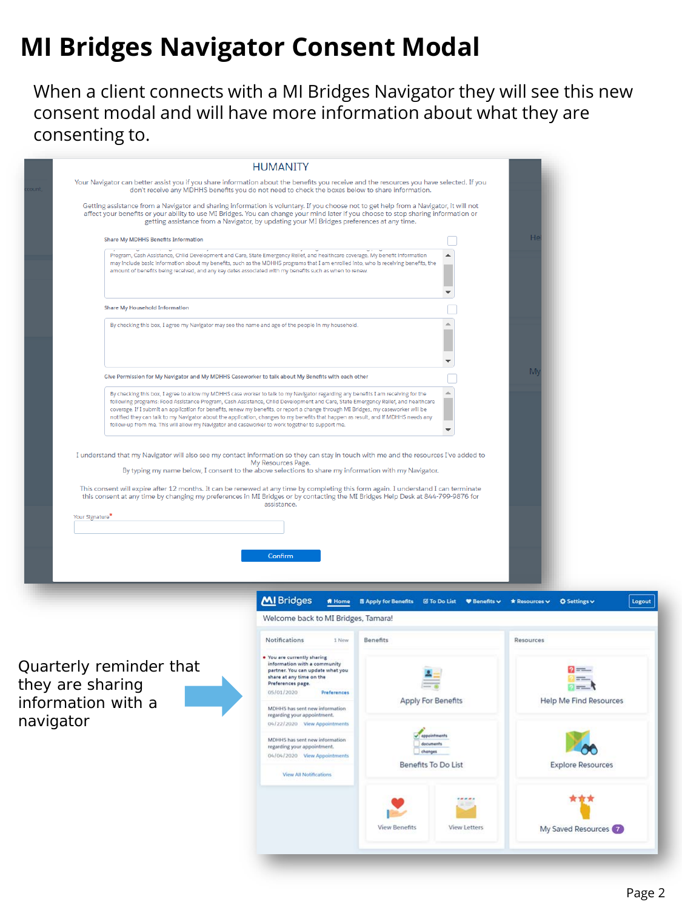# MI Bridges Navigator Consent Modal

When a client connects with a MI Bridges Navigator they will see this new consent modal and will have more information about what they are consenting to.

HUMANITY

Your Navigator can better assist you if you share information about the benefits you receive and the resources you have selected. If you don't receive any MDHHS benefits you do not need to check the boxes below to share information.

Getting assistance from a Navigator and sharing information is voluntary. If you choose not to get help from a Navigator, it will not affect your benefits or your ability to use MI Bridges. You can change your mind later if you choose to stop sharing information or getting assistance from a Navigator, by updating your MI Bridges preferences at any time.

**Share My MDHHS Benefits Information**

Program, Cash Assistance, Child Development and Care, State Emergency Relief, and healthcare coverage. My benefit information may include basic information about my benefits, such as the MDHHS programs that I am enrolled into, who is receiving benefits, the amount of benefits being received, and any key dates associated with my benefits such as when to renew.

**Share My Household Information**

By checking this box, I agree my Navigator may see the name and age of the people in my household.

**Give Permission for My Navigator and My MDHHS Caseworker to talk about My Benefits with each other**

By checking this box, I agree to allow my MDHHS case worker to talk to my Navigator regarding any benefits I am receiving for the following programs: Food Assistance Program, Cash Assistance, Child Development and Care, State Emergency Relief, and healthcare coverage. If I submit an application for benefits, renew my benefits, or report a change through MI Bridges, my caseworker will be notified they can talk to my Navigator about the application, changes to my benefits that happen as result, and if MDHHS needs any follow-up from me. This will allow my Navigator and caseworker to work together to support me.

I understand that my Navigator will also see my contact information so they can stay in touch with me and the resources I've added to My Resources Page.
By typing my name below, I consent to the above selections to share my information with my Navigator.

This consent will expire after 12 months. It can be renewed at any time by completing this form again. I understand I can terminate this consent at any time by changing my preferences in MI Bridges or by contacting the MI Bridges Help Desk at 844-799-9876 for assistance.

Your Signature*

Confirm

Quarterly reminder that they are sharing information with a navigator

MI Bridges — Home | Apply for Benefits | To Do List | Benefits | Resources | Settings | Logout

Welcome back to MI Bridges, Tamara!

**Notifications** (1 New)

- You are currently sharing information with a community partner. You can update what you share at any time on the Preferences page. 05/01/2020 — Preferences
- MDHHS has sent new information regarding your appointment. 04/22/2020 — View Appointments
- MDHHS has sent new information regarding your appointment. 04/04/2020 — View Appointments

View All Notifications

**Benefits**: Apply For Benefits; Benefits To Do List; View Benefits; View Letters

**Resources**: Help Me Find Resources; Explore Resources; My Saved Resources 7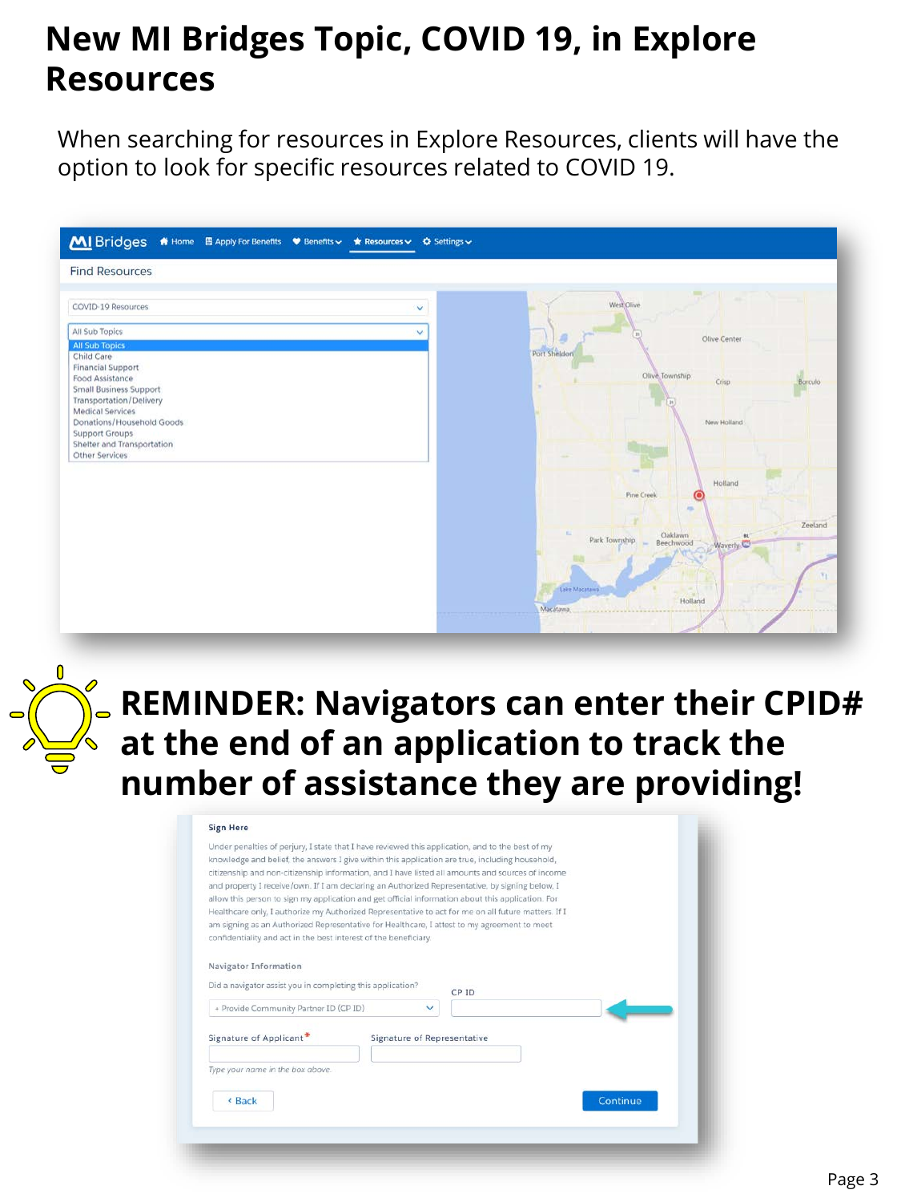# New MI Bridges Topic, COVID 19, in Explore Resources

When searching for resources in Explore Resources, clients will have the option to look for specific resources related to COVID 19.

## REMINDER: Navigators can enter their CPID# at the end of an application to track the number of assistance they are providing!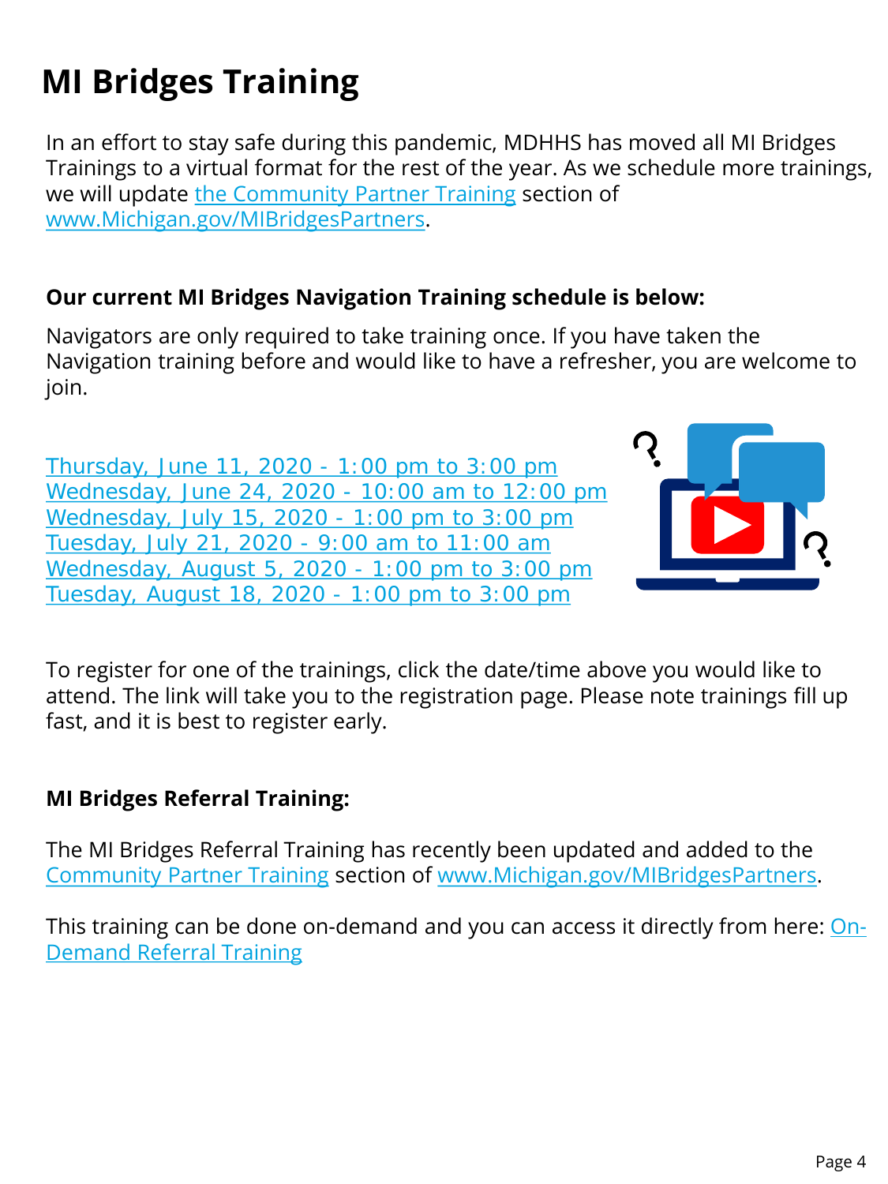# MI Bridges Training

In an effort to stay safe during this pandemic, MDHHS has moved all MI Bridges Trainings to a virtual format for the rest of the year. As we schedule more trainings, we will update the Community Partner Training section of www.Michigan.gov/MIBridgesPartners.

**Our current MI Bridges Navigation Training schedule is below:**

Navigators are only required to take training once. If you have taken the Navigation training before and would like to have a refresher, you are welcome to join.

Thursday, June 11, 2020 - 1:00 pm to 3:00 pm
Wednesday, June 24, 2020 - 10:00 am to 12:00 pm
Wednesday, July 15, 2020 - 1:00 pm to 3:00 pm
Tuesday, July 21, 2020 - 9:00 am to 11:00 am
Wednesday, August 5, 2020 - 1:00 pm to 3:00 pm
Tuesday, August 18, 2020 - 1:00 pm to 3:00 pm

To register for one of the trainings, click the date/time above you would like to attend. The link will take you to the registration page. Please note trainings fill up fast, and it is best to register early.

**MI Bridges Referral Training:**

The MI Bridges Referral Training has recently been updated and added to the Community Partner Training section of www.Michigan.gov/MIBridgesPartners.

This training can be done on-demand and you can access it directly from here: On-Demand Referral Training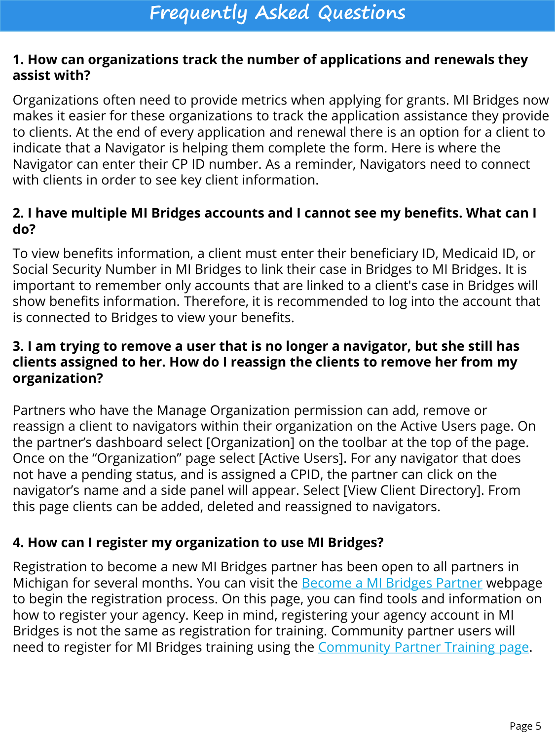# Frequently Asked Questions

**1. How can organizations track the number of applications and renewals they assist with?**

Organizations often need to provide metrics when applying for grants. MI Bridges now makes it easier for these organizations to track the application assistance they provide to clients. At the end of every application and renewal there is an option for a client to indicate that a Navigator is helping them complete the form. Here is where the Navigator can enter their CP ID number. As a reminder, Navigators need to connect with clients in order to see key client information.

**2. I have multiple MI Bridges accounts and I cannot see my benefits. What can I do?**

To view benefits information, a client must enter their beneficiary ID, Medicaid ID, or Social Security Number in MI Bridges to link their case in Bridges to MI Bridges. It is important to remember only accounts that are linked to a client's case in Bridges will show benefits information. Therefore, it is recommended to log into the account that is connected to Bridges to view your benefits.

**3. I am trying to remove a user that is no longer a navigator, but she still has clients assigned to her. How do I reassign the clients to remove her from my organization?**

Partners who have the Manage Organization permission can add, remove or reassign a client to navigators within their organization on the Active Users page. On the partner's dashboard select [Organization] on the toolbar at the top of the page. Once on the "Organization" page select [Active Users]. For any navigator that does not have a pending status, and is assigned a CPID, the partner can click on the navigator's name and a side panel will appear. Select [View Client Directory]. From this page clients can be added, deleted and reassigned to navigators.

**4. How can I register my organization to use MI Bridges?**

Registration to become a new MI Bridges partner has been open to all partners in Michigan for several months. You can visit the Become a MI Bridges Partner webpage to begin the registration process. On this page, you can find tools and information on how to register your agency. Keep in mind, registering your agency account in MI Bridges is not the same as registration for training. Community partner users will need to register for MI Bridges training using the Community Partner Training page.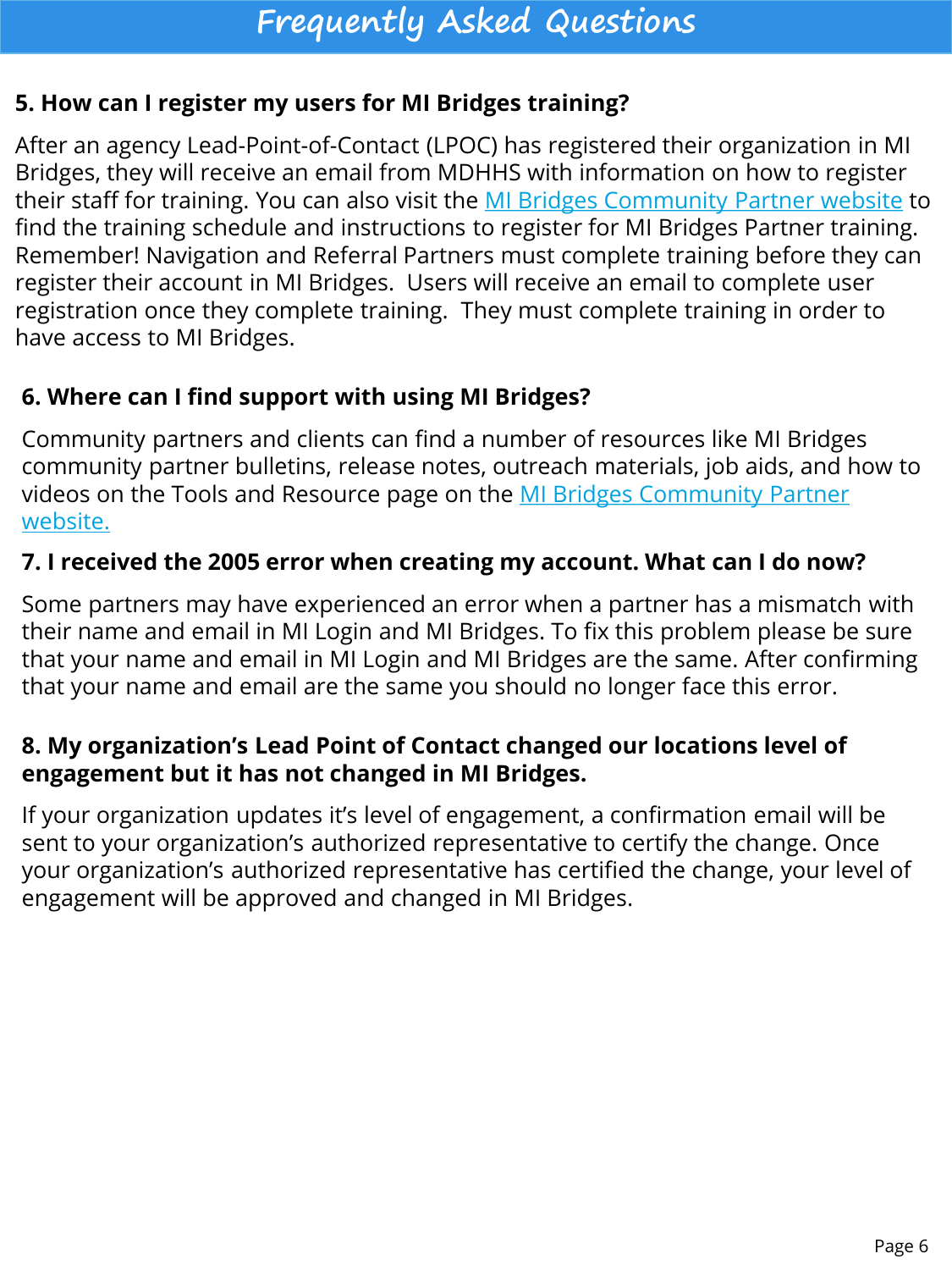# Frequently Asked Questions

**5. How can I register my users for MI Bridges training?**

After an agency Lead-Point-of-Contact (LPOC) has registered their organization in MI Bridges, they will receive an email from MDHHS with information on how to register their staff for training. You can also visit the MI Bridges Community Partner website to find the training schedule and instructions to register for MI Bridges Partner training. Remember! Navigation and Referral Partners must complete training before they can register their account in MI Bridges. Users will receive an email to complete user registration once they complete training. They must complete training in order to have access to MI Bridges.

**6. Where can I find support with using MI Bridges?**

Community partners and clients can find a number of resources like MI Bridges community partner bulletins, release notes, outreach materials, job aids, and how to videos on the Tools and Resource page on the MI Bridges Community Partner website.

**7. I received the 2005 error when creating my account. What can I do now?**

Some partners may have experienced an error when a partner has a mismatch with their name and email in MI Login and MI Bridges. To fix this problem please be sure that your name and email in MI Login and MI Bridges are the same. After confirming that your name and email are the same you should no longer face this error.

**8. My organization's Lead Point of Contact changed our locations level of engagement but it has not changed in MI Bridges.**

If your organization updates it's level of engagement, a confirmation email will be sent to your organization's authorized representative to certify the change. Once your organization's authorized representative has certified the change, your level of engagement will be approved and changed in MI Bridges.